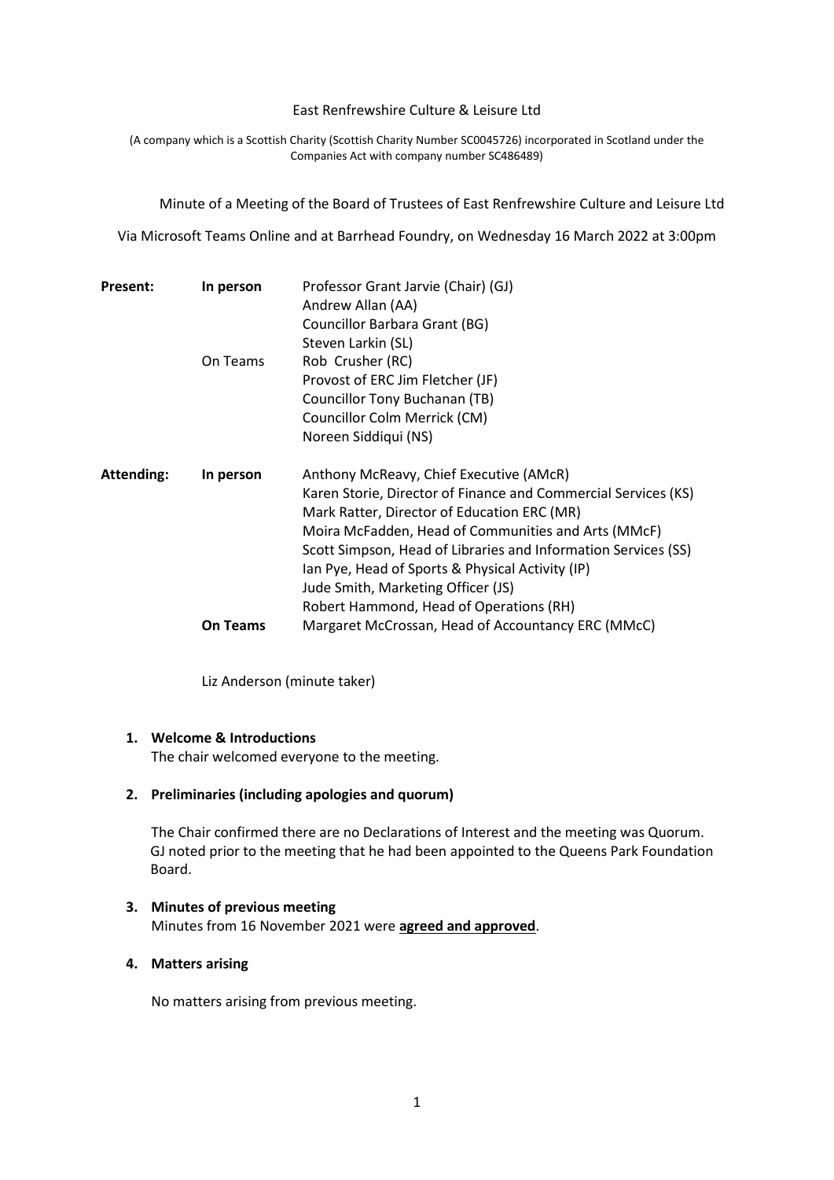East Renfrewshire Culture & Leisure Ltd

(A company which is a Scottish Charity (Scottish Charity Number SC0045726) incorporated in Scotland under the Companies Act with company number SC486489)

Minute of a Meeting of the Board of Trustees of East Renfrewshire Culture and Leisure Ltd

Via Microsoft Teams Online and at Barrhead Foundry, on Wednesday 16 March 2022 at 3:00pm

| | | |
|---|---|---|
| **Present:** | In person | Professor Grant Jarvie (Chair) (GJ) |
| | | Andrew Allan (AA) |
| | | Councillor Barbara Grant (BG) |
| | | Steven Larkin (SL) |
| | On Teams | Rob Crusher (RC) |
| | | Provost of ERC Jim Fletcher (JF) |
| | | Councillor Tony Buchanan (TB) |
| | | Councillor Colm Merrick (CM) |
| | | Noreen Siddiqui (NS) |
| **Attending:** | In person | Anthony McReavy, Chief Executive (AMcR) |
| | | Karen Storie, Director of Finance and Commercial Services (KS) |
| | | Mark Ratter, Director of Education ERC (MR) |
| | | Moira McFadden, Head of Communities and Arts (MMcF) |
| | | Scott Simpson, Head of Libraries and Information Services (SS) |
| | | Ian Pye, Head of Sports & Physical Activity (IP) |
| | | Jude Smith, Marketing Officer (JS) |
| | | Robert Hammond, Head of Operations (RH) |
| | **On Teams** | Margaret McCrossan, Head of Accountancy ERC (MMcC) |

Liz Anderson (minute taker)

1. **Welcome & Introductions**

   The chair welcomed everyone to the meeting.

2. **Preliminaries (including apologies and quorum)**

   The Chair confirmed there are no Declarations of Interest and the meeting was Quorum. GJ noted prior to the meeting that he had been appointed to the Queens Park Foundation Board.

3. **Minutes of previous meeting**

   Minutes from 16 November 2021 were **agreed and approved**.

4. **Matters arising**

   No matters arising from previous meeting.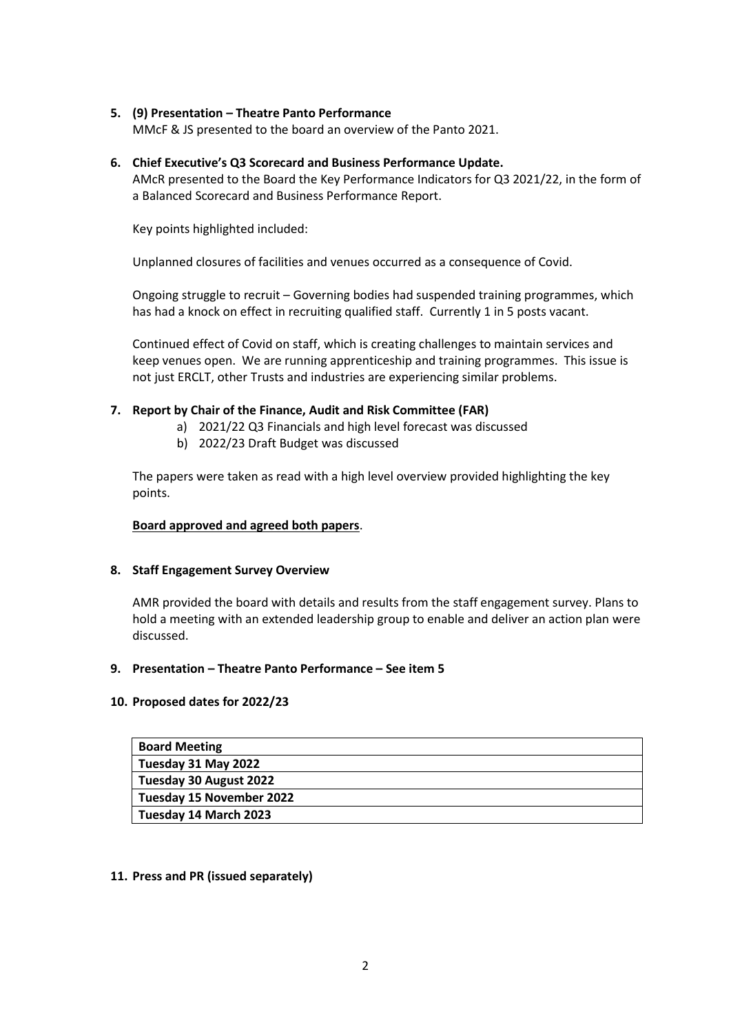5. **(9) Presentation – Theatre Panto Performance**
   MMcF & JS presented to the board an overview of the Panto 2021.

6. **Chief Executive's Q3 Scorecard and Business Performance Update.**
   AMcR presented to the Board the Key Performance Indicators for Q3 2021/22, in the form of a Balanced Scorecard and Business Performance Report.

   Key points highlighted included:

   Unplanned closures of facilities and venues occurred as a consequence of Covid.

   Ongoing struggle to recruit – Governing bodies had suspended training programmes, which has had a knock on effect in recruiting qualified staff. Currently 1 in 5 posts vacant.

   Continued effect of Covid on staff, which is creating challenges to maintain services and keep venues open. We are running apprenticeship and training programmes. This issue is not just ERCLT, other Trusts and industries are experiencing similar problems.

7. **Report by Chair of the Finance, Audit and Risk Committee (FAR)**
   a) 2021/22 Q3 Financials and high level forecast was discussed
   b) 2022/23 Draft Budget was discussed

   The papers were taken as read with a high level overview provided highlighting the key points.

   **Board approved and agreed both papers**.

8. **Staff Engagement Survey Overview**

   AMR provided the board with details and results from the staff engagement survey. Plans to hold a meeting with an extended leadership group to enable and deliver an action plan were discussed.

9. **Presentation – Theatre Panto Performance – See item 5**

10. **Proposed dates for 2022/23**

| Board Meeting |
|---|
| Tuesday 31 May 2022 |
| Tuesday 30 August 2022 |
| Tuesday 15 November 2022 |
| Tuesday 14 March 2023 |

11. **Press and PR (issued separately)**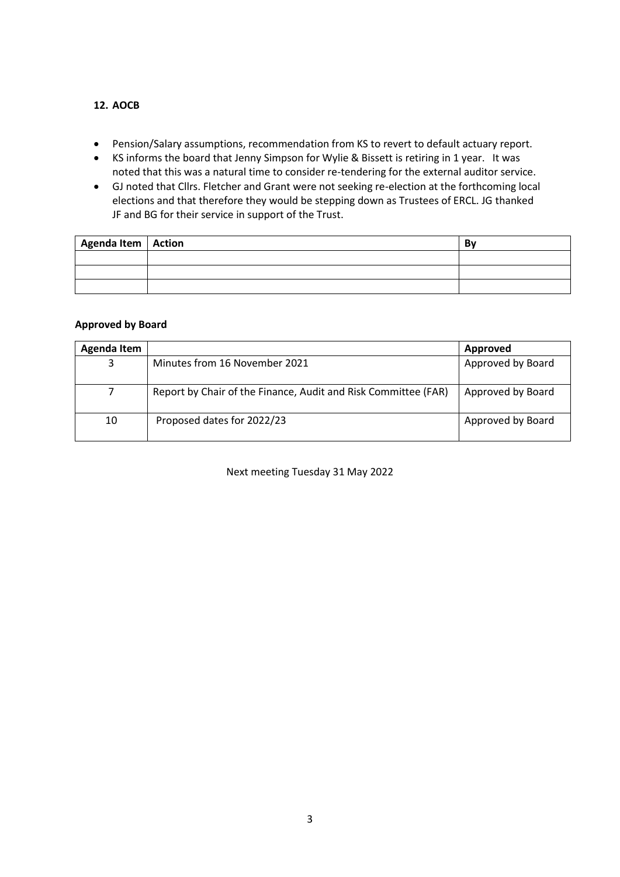### 12. AOCB

- Pension/Salary assumptions, recommendation from KS to revert to default actuary report.
- KS informs the board that Jenny Simpson for Wylie & Bissett is retiring in 1 year. It was noted that this was a natural time to consider re-tendering for the external auditor service.
- GJ noted that Cllrs. Fletcher and Grant were not seeking re-election at the forthcoming local elections and that therefore they would be stepping down as Trustees of ERCL. JG thanked JF and BG for their service in support of the Trust.

| Agenda Item | Action | By |
|---|---|---|
| | | |
| | | |
| | | |

**Approved by Board**

| Agenda Item | | Approved |
|---|---|---|
| 3 | Minutes from 16 November 2021 | Approved by Board |
| 7 | Report by Chair of the Finance, Audit and Risk Committee (FAR) | Approved by Board |
| 10 | Proposed dates for 2022/23 | Approved by Board |

Next meeting Tuesday 31 May 2022